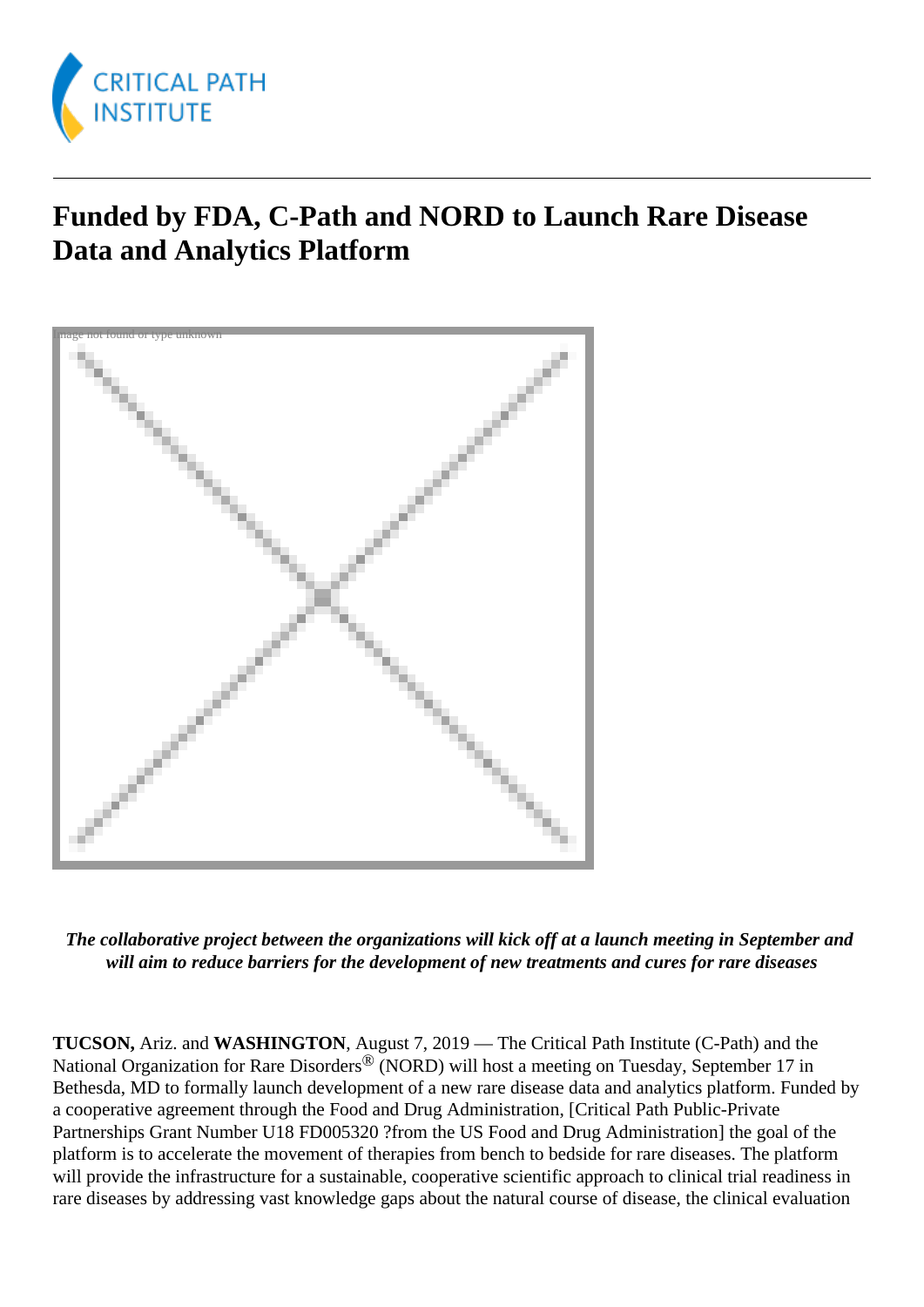# Funded by FDA, C-Path and NORD to Launch Rare Disease Data and Analytics Platform

***The collaborative project between the organizations will kick off at a launch meeting in September and will aim to reduce barriers for the development of new treatments and cures for rare diseases***

**TUCSON,** Ariz. and **WASHINGTON**, August 7, 2019 — The Critical Path Institute (C-Path) and the National Organization for Rare Disorders® (NORD) will host a meeting on Tuesday, September 17 in Bethesda, MD to formally launch development of a new rare disease data and analytics platform. Funded by a cooperative agreement through the Food and Drug Administration, [Critical Path Public-Private Partnerships Grant Number U18 FD005320 ?from the US Food and Drug Administration] the goal of the platform is to accelerate the movement of therapies from bench to bedside for rare diseases. The platform will provide the infrastructure for a sustainable, cooperative scientific approach to clinical trial readiness in rare diseases by addressing vast knowledge gaps about the natural course of disease, the clinical evaluation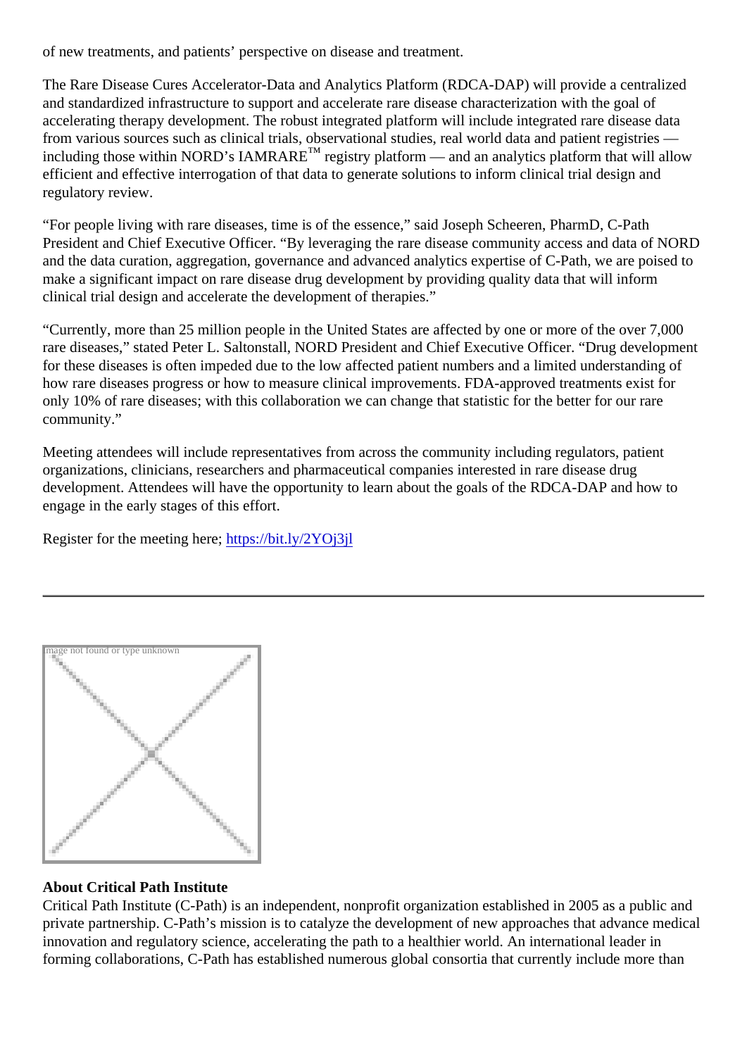of new treatments, and patients' perspective on disease and treatment.

The Rare Disease Cures Accelerator-Data and Analytics Platform (RDCA-DAP) will provide a centralized and standardized infrastructure to support and accelerate rare disease characterization with the goal of accelerating therapy development. The robust integrated platform will include integrated rare disease data from various sources such as clinical trials, observational studies, real world data and patient registries — including those within NORD's IAMRARE™ registry platform — and an analytics platform that will allow efficient and effective interrogation of that data to generate solutions to inform clinical trial design and regulatory review.

"For people living with rare diseases, time is of the essence," said Joseph Scheeren, PharmD, C-Path President and Chief Executive Officer. "By leveraging the rare disease community access and data of NORD and the data curation, aggregation, governance and advanced analytics expertise of C-Path, we are poised to make a significant impact on rare disease drug development by providing quality data that will inform clinical trial design and accelerate the development of therapies."

"Currently, more than 25 million people in the United States are affected by one or more of the over 7,000 rare diseases," stated Peter L. Saltonstall, NORD President and Chief Executive Officer. "Drug development for these diseases is often impeded due to the low affected patient numbers and a limited understanding of how rare diseases progress or how to measure clinical improvements. FDA-approved treatments exist for only 10% of rare diseases; with this collaboration we can change that statistic for the better for our rare community."

Meeting attendees will include representatives from across the community including regulators, patient organizations, clinicians, researchers and pharmaceutical companies interested in rare disease drug development. Attendees will have the opportunity to learn about the goals of the RDCA-DAP and how to engage in the early stages of this effort.

Register for the meeting here; https://bit.ly/2YOj3jl

---

**About Critical Path Institute**
Critical Path Institute (C-Path) is an independent, nonprofit organization established in 2005 as a public and private partnership. C-Path's mission is to catalyze the development of new approaches that advance medical innovation and regulatory science, accelerating the path to a healthier world. An international leader in forming collaborations, C-Path has established numerous global consortia that currently include more than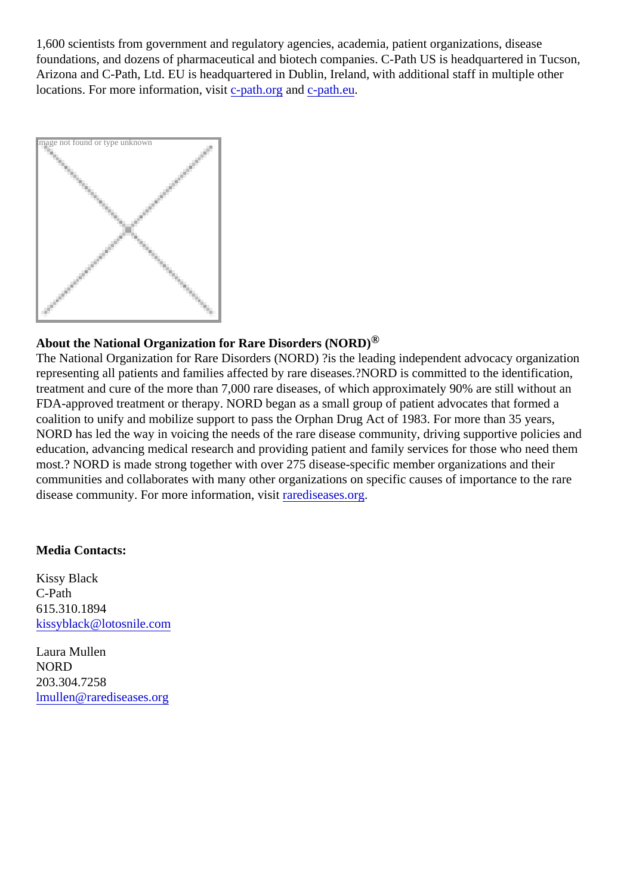1,600 scientists from government and regulatory agencies, academia, patient organizations, disease foundations, and dozens of pharmaceutical and biotech companies. C-Path US is headquartered in Tucson, Arizona and C-Path, Ltd. EU is headquartered in Dublin, Ireland, with additional staff in multiple other locations. For more information, visit c-path.org and c-path.eu.

**About the National Organization for Rare Disorders (NORD)®**

The National Organization for Rare Disorders (NORD) ?is the leading independent advocacy organization representing all patients and families affected by rare diseases.?NORD is committed to the identification, treatment and cure of the more than 7,000 rare diseases, of which approximately 90% are still without an FDA-approved treatment or therapy. NORD began as a small group of patient advocates that formed a coalition to unify and mobilize support to pass the Orphan Drug Act of 1983. For more than 35 years, NORD has led the way in voicing the needs of the rare disease community, driving supportive policies and education, advancing medical research and providing patient and family services for those who need them most.? NORD is made strong together with over 275 disease-specific member organizations and their communities and collaborates with many other organizations on specific causes of importance to the rare disease community. For more information, visit rarediseases.org.

**Media Contacts:**

Kissy Black
C-Path
615.310.1894
kissyblack@lotosnile.com

Laura Mullen
NORD
203.304.7258
lmullen@rarediseases.org